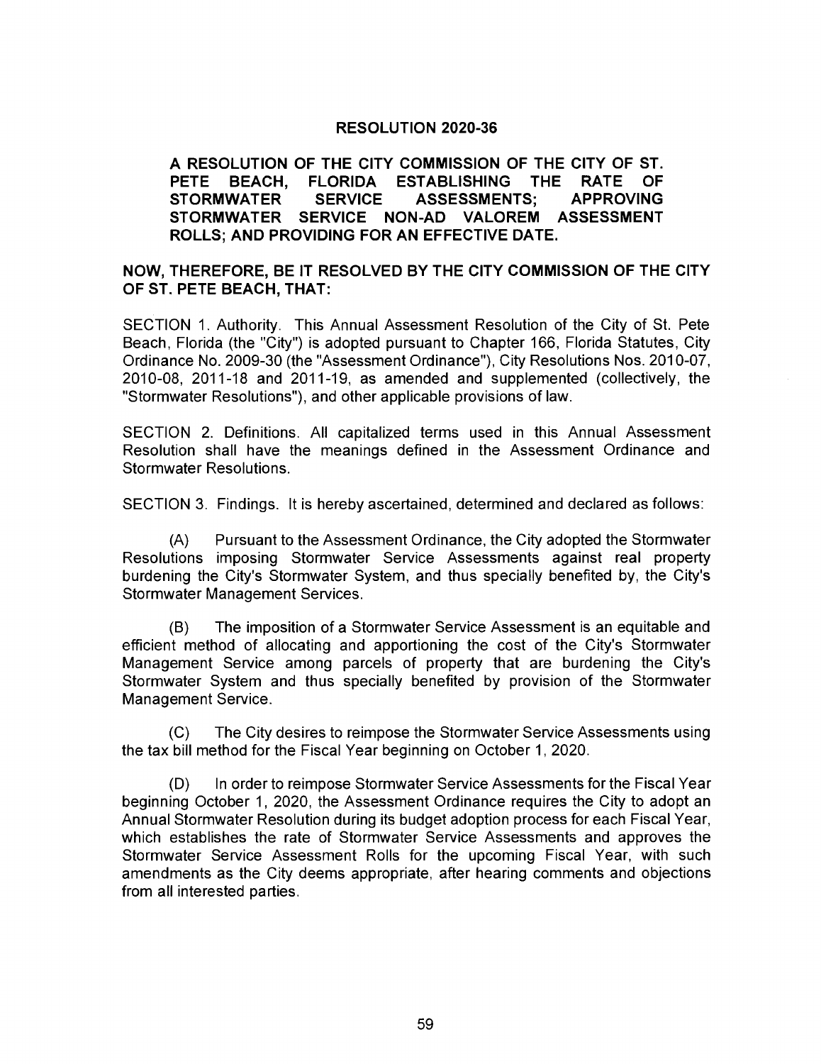# RESOLUTION 2020-36

**A RESOLUTION OF THE CITY COMMISSION OF THE CITY OF ST. PETE BEACH, FLORIDA ESTABLISHING THE RATE OF STORMWATER SERVICE ASSESSMENTS; APPROVING STORMWATER SERVICE NON-AD VALOREM ASSESSMENT ROLLS; AND PROVIDING FOR AN EFFECTIVE DATE.**

**NOW, THEREFORE, BE IT RESOLVED BY THE CITY COMMISSION OF THE CITY OF ST. PETE BEACH, THAT:**

SECTION 1. Authority. This Annual Assessment Resolution of the City of St. Pete Beach, Florida (the "City") is adopted pursuant to Chapter 166, Florida Statutes, City Ordinance No. 2009-30 (the "Assessment Ordinance"), City Resolutions Nos. 2010-07, 2010-08, 2011-18 and 2011-19, as amended and supplemented (collectively, the "Stormwater Resolutions"), and other applicable provisions of law.

SECTION 2. Definitions. All capitalized terms used in this Annual Assessment Resolution shall have the meanings defined in the Assessment Ordinance and Stormwater Resolutions.

SECTION 3. Findings. It is hereby ascertained, determined and declared as follows:

(A) Pursuant to the Assessment Ordinance, the City adopted the Stormwater Resolutions imposing Stormwater Service Assessments against real property burdening the City's Stormwater System, and thus specially benefited by, the City's Stormwater Management Services.

(B) The imposition of a Stormwater Service Assessment is an equitable and efficient method of allocating and apportioning the cost of the City's Stormwater Management Service among parcels of property that are burdening the City's Stormwater System and thus specially benefited by provision of the Stormwater Management Service.

(C) The City desires to reimpose the Stormwater Service Assessments using the tax bill method for the Fiscal Year beginning on October 1, 2020.

(D) In order to reimpose Stormwater Service Assessments for the Fiscal Year beginning October 1, 2020, the Assessment Ordinance requires the City to adopt an Annual Stormwater Resolution during its budget adoption process for each Fiscal Year, which establishes the rate of Stormwater Service Assessments and approves the Stormwater Service Assessment Rolls for the upcoming Fiscal Year, with such amendments as the City deems appropriate, after hearing comments and objections from all interested parties.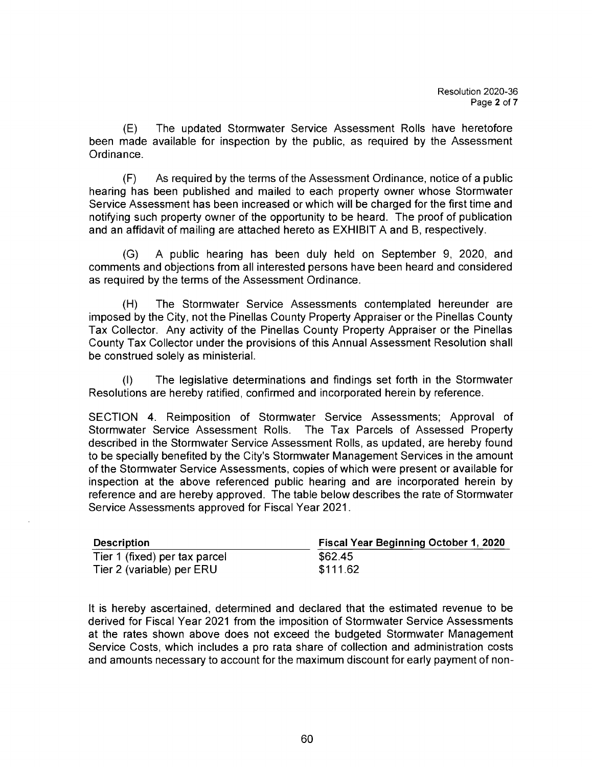(E) The updated Stormwater Service Assessment Rolls have heretofore been made available for inspection by the public, as required by the Assessment Ordinance.

(F) As required by the terms of the Assessment Ordinance, notice of a public hearing has been published and mailed to each property owner whose Stormwater Service Assessment has been increased or which will be charged for the first time and notifying such property owner of the opportunity to be heard. The proof of publication and an affidavit of mailing are attached hereto as EXHIBIT A and B, respectively.

(G) A public hearing has been duly held on September 9, 2020, and comments and objections from all interested persons have been heard and considered as required by the terms of the Assessment Ordinance.

(H) The Stormwater Service Assessments contemplated hereunder are imposed by the City, not the Pinellas County Property Appraiser or the Pinellas County Tax Collector. Any activity of the Pinellas County Property Appraiser or the Pinellas County Tax Collector under the provisions of this Annual Assessment Resolution shall be construed solely as ministerial.

(I) The legislative determinations and findings set forth in the Stormwater Resolutions are hereby ratified, confirmed and incorporated herein by reference.

SECTION 4. Reimposition of Stormwater Service Assessments; Approval of Stormwater Service Assessment Rolls. The Tax Parcels of Assessed Property described in the Stormwater Service Assessment Rolls, as updated, are hereby found to be specially benefited by the City's Stormwater Management Services in the amount of the Stormwater Service Assessments, copies of which were present or available for inspection at the above referenced public hearing and are incorporated herein by reference and are hereby approved. The table below describes the rate of Stormwater Service Assessments approved for Fiscal Year 2021.

| Description | Fiscal Year Beginning October 1, 2020 |
|---|---|
| Tier 1 (fixed) per tax parcel | $62.45 |
| Tier 2 (variable) per ERU | $111.62 |

It is hereby ascertained, determined and declared that the estimated revenue to be derived for Fiscal Year 2021 from the imposition of Stormwater Service Assessments at the rates shown above does not exceed the budgeted Stormwater Management Service Costs, which includes a pro rata share of collection and administration costs and amounts necessary to account for the maximum discount for early payment of non-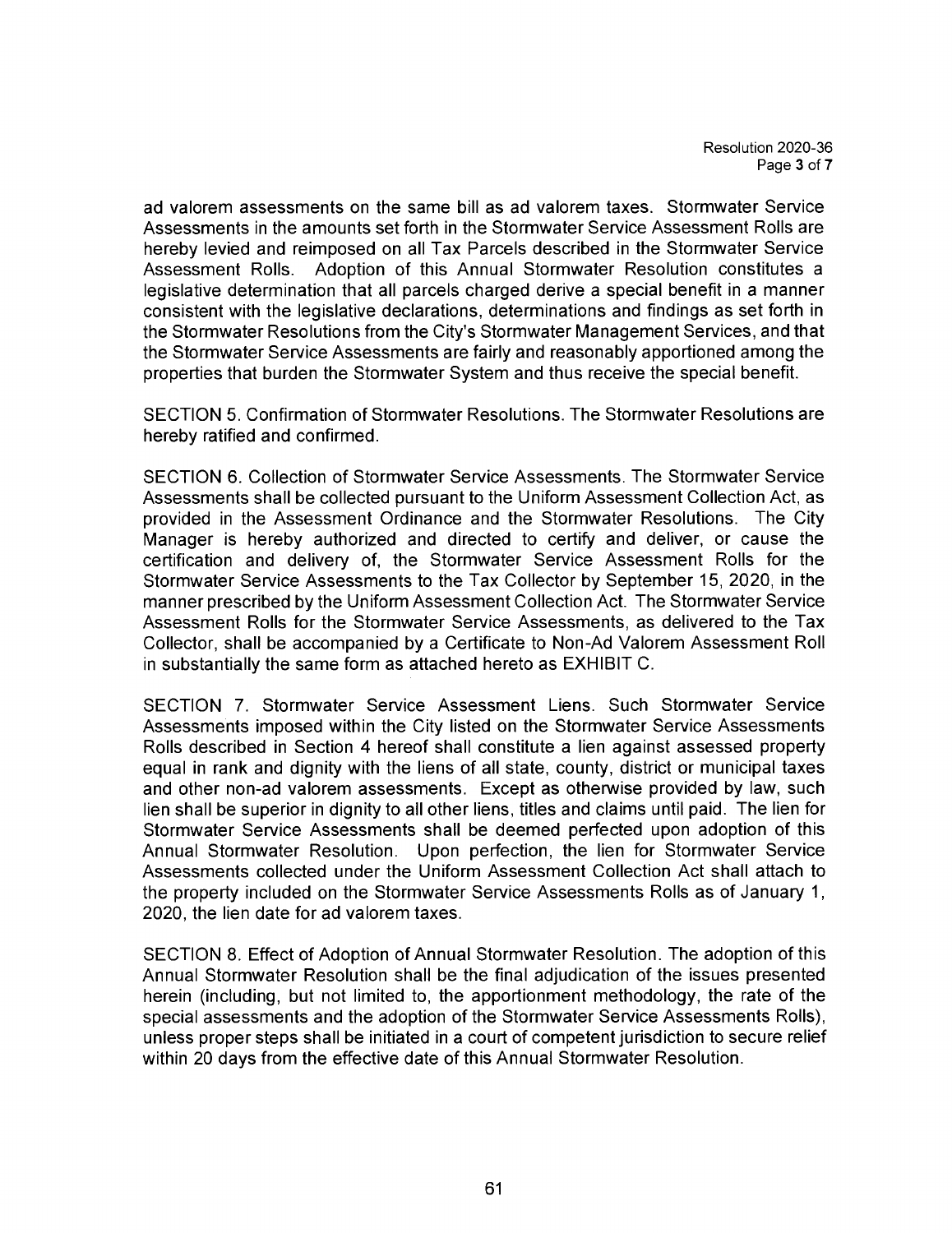ad valorem assessments on the same bill as ad valorem taxes. Stormwater Service Assessments in the amounts set forth in the Stormwater Service Assessment Rolls are hereby levied and reimposed on all Tax Parcels described in the Stormwater Service Assessment Rolls. Adoption of this Annual Stormwater Resolution constitutes a legislative determination that all parcels charged derive a special benefit in a manner consistent with the legislative declarations, determinations and findings as set forth in the Stormwater Resolutions from the City's Stormwater Management Services, and that the Stormwater Service Assessments are fairly and reasonably apportioned among the properties that burden the Stormwater System and thus receive the special benefit.

SECTION 5. Confirmation of Stormwater Resolutions. The Stormwater Resolutions are hereby ratified and confirmed.

SECTION 6. Collection of Stormwater Service Assessments. The Stormwater Service Assessments shall be collected pursuant to the Uniform Assessment Collection Act, as provided in the Assessment Ordinance and the Stormwater Resolutions. The City Manager is hereby authorized and directed to certify and deliver, or cause the certification and delivery of, the Stormwater Service Assessment Rolls for the Stormwater Service Assessments to the Tax Collector by September 15, 2020, in the manner prescribed by the Uniform Assessment Collection Act. The Stormwater Service Assessment Rolls for the Stormwater Service Assessments, as delivered to the Tax Collector, shall be accompanied by a Certificate to Non-Ad Valorem Assessment Roll in substantially the same form as attached hereto as EXHIBIT C.

SECTION 7. Stormwater Service Assessment Liens. Such Stormwater Service Assessments imposed within the City listed on the Stormwater Service Assessments Rolls described in Section 4 hereof shall constitute a lien against assessed property equal in rank and dignity with the liens of all state, county, district or municipal taxes and other non-ad valorem assessments. Except as otherwise provided by law, such lien shall be superior in dignity to all other liens, titles and claims until paid. The lien for Stormwater Service Assessments shall be deemed perfected upon adoption of this Annual Stormwater Resolution. Upon perfection, the lien for Stormwater Service Assessments collected under the Uniform Assessment Collection Act shall attach to the property included on the Stormwater Service Assessments Rolls as of January 1, 2020, the lien date for ad valorem taxes.

SECTION 8. Effect of Adoption of Annual Stormwater Resolution. The adoption of this Annual Stormwater Resolution shall be the final adjudication of the issues presented herein (including, but not limited to, the apportionment methodology, the rate of the special assessments and the adoption of the Stormwater Service Assessments Rolls), unless proper steps shall be initiated in a court of competent jurisdiction to secure relief within 20 days from the effective date of this Annual Stormwater Resolution.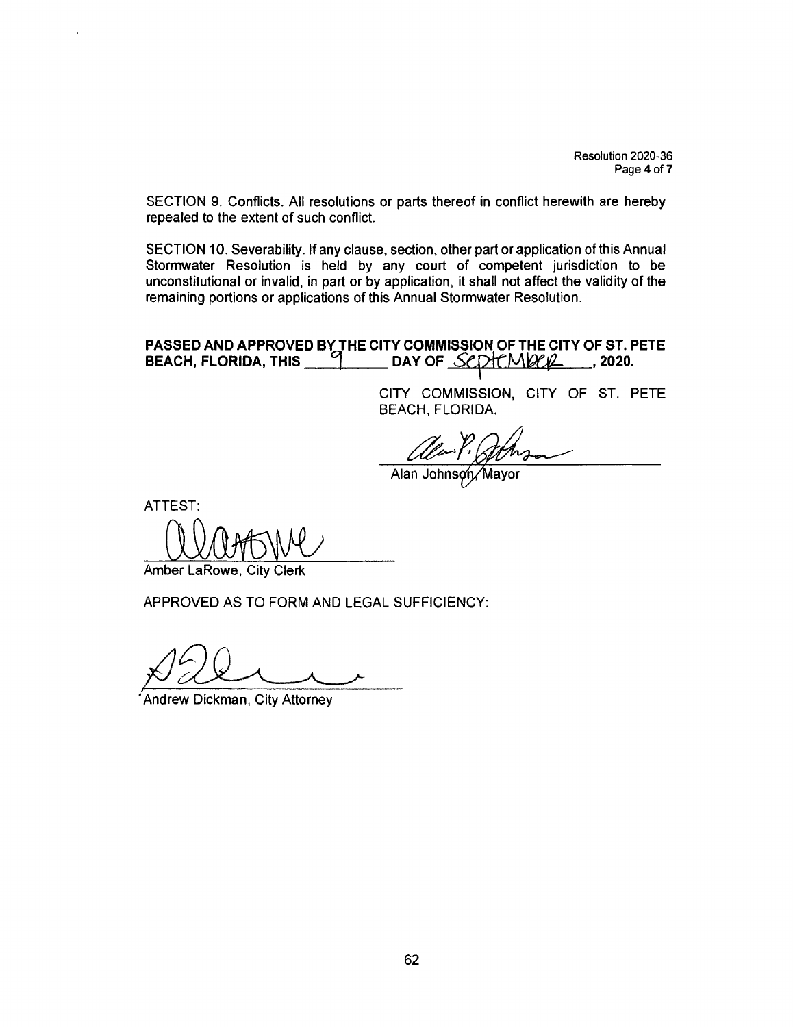SECTION 9. Conflicts. All resolutions or parts thereof in conflict herewith are hereby repealed to the extent of such conflict.

SECTION 10. Severability. If any clause, section, other part or application of this Annual Stormwater Resolution is held by any court of competent jurisdiction to be unconstitutional or invalid, in part or by application, it shall not affect the validity of the remaining portions or applications of this Annual Stormwater Resolution.

**PASSED AND APPROVED BY THE CITY COMMISSION OF THE CITY OF ST. PETE BEACH, FLORIDA, THIS 9 DAY OF September, 2020.**

CITY COMMISSION, CITY OF ST. PETE BEACH, FLORIDA.

Alan Johnson, Mayor

ATTEST:

Amber LaRowe, City Clerk

APPROVED AS TO FORM AND LEGAL SUFFICIENCY:

Andrew Dickman, City Attorney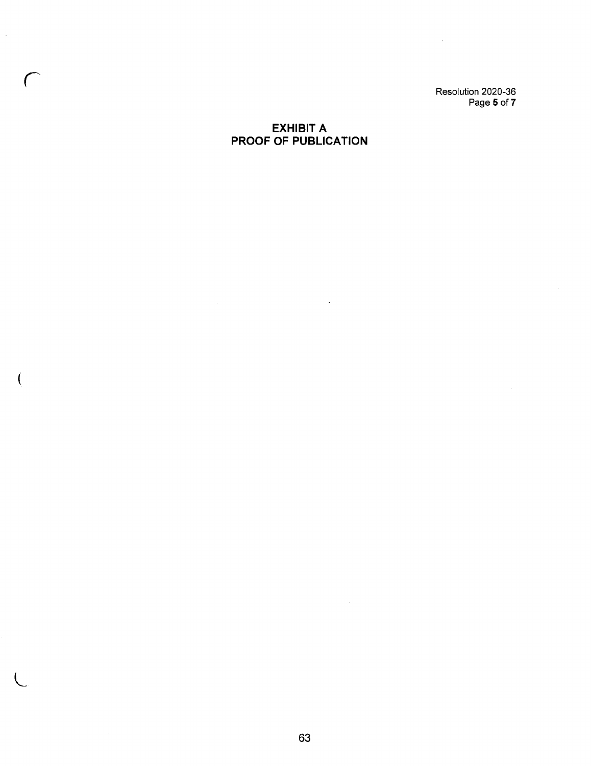## EXHIBIT A
## PROOF OF PUBLICATION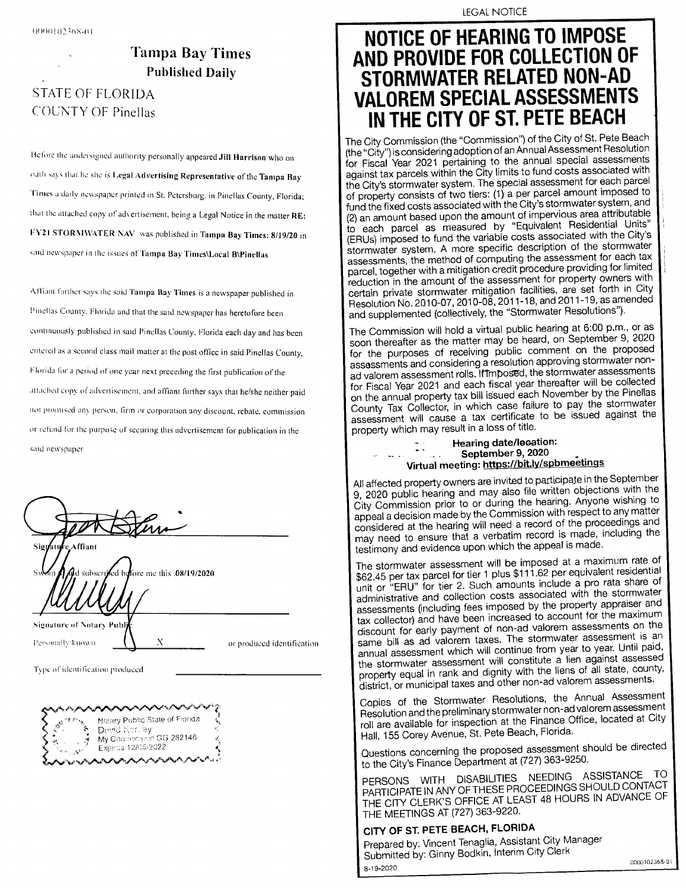0000102368-01

**Tampa Bay Times**
**Published Daily**

STATE OF FLORIDA
COUNTY OF Pinellas

Before the undersigned authority personally appeared **Jill Harrison** who on oath says that he/she is **Legal Advertising Representative** of the **Tampa Bay Times** a daily newspaper printed in St. Petersburg, in Pinellas County, Florida; that the attached copy of advertisement, being a Legal Notice in the matter **RE: FY21 STORMWATER NAV** was published in **Tampa Bay Times: 8/19/20** in said newspaper in the issues of **Tampa Bay Times\Local B\Pinellas**

Affiant further says the said **Tampa Bay Times** is a newspaper published in Pinellas County, Florida and that the said newspaper has heretofore been continuously published in said Pinellas County, Florida each day and has been entered as a second class mail matter at the post office in said Pinellas County, Florida for a period of one year next preceding the first publication of the attached copy of advertisement, and affiant further says that he/she neither paid not promised any person, firm or corporation any discount, rebate, commission or refund for the purpose of securing this advertisement for publication in the said newspaper.

Signature Affiant

Sworn to and subscribed before me this .08/19/2020

Signature of Notary Public

Personally known X or produced identification

Type of identification produced ____________

Notary Public State of Florida
David Kerley
My Commission GG 282146
Expires 12/05/2022

LEGAL NOTICE

# NOTICE OF HEARING TO IMPOSE AND PROVIDE FOR COLLECTION OF STORMWATER RELATED NON-AD VALOREM SPECIAL ASSESSMENTS IN THE CITY OF ST. PETE BEACH

The City Commission (the "Commission") of the City of St. Pete Beach (the "City") is considering adoption of an Annual Assessment Resolution for Fiscal Year 2021 pertaining to the annual special assessments against tax parcels within the City limits to fund costs associated with the City's stormwater system. The special assessment for each parcel of property consists of two tiers: (1) a per parcel amount imposed to fund the fixed costs associated with the City's stormwater system, and (2) an amount based upon the amount of impervious area attributable to each parcel as measured by "Equivalent Residential Units" (ERUs) imposed to fund the variable costs associated with the City's stormwater system. A more specific description of the stormwater assessments, the method of computing the assessment for each tax parcel, together with a mitigation credit procedure providing for limited reduction in the amount of the assessment for property owners with certain private stormwater mitigation facilities, are set forth in City Resolution No. 2010-07, 2010-08, 2011-18, and 2011-19, as amended and supplemented (collectively, the "Stormwater Resolutions").

The Commission will hold a virtual public hearing at 6:00 p.m., or as soon thereafter as the matter may be heard, on September 9, 2020 for the purposes of receiving public comment on the proposed assessments and considering a resolution approving stormwater non-ad valorem assessment rolls. If imposed, the stormwater assessments for Fiscal Year 2021 and each fiscal year thereafter will be collected on the annual property tax bill issued each November by the Pinellas County Tax Collector, in which case failure to pay the stormwater assessment will cause a tax certificate to be issued against the property which may result in a loss of title.

**Hearing date/location:**
**September 9, 2020**
**Virtual meeting: https://bit.ly/spbmeetings**

All affected property owners are invited to participate in the September 9, 2020 public hearing and may also file written objections with the City Commission prior to or during the hearing. Anyone wishing to appeal a decision made by the Commission with respect to any matter considered at the hearing will need a record of the proceedings and may need to ensure that a verbatim record is made, including the testimony and evidence upon which the appeal is made.

The stormwater assessment will be imposed at a maximum rate of $62.45 per tax parcel for tier 1 plus $111.62 per equivalent residential unit or "ERU" for tier 2. Such amounts include a pro rata share of administrative and collection costs associated with the stormwater assessments (including fees imposed by the property appraiser and tax collector) and have been increased to account for the maximum discount for early payment of non-ad valorem assessments on the same bill as ad valorem taxes. The stormwater assessment is an annual assessment which will continue from year to year. Until paid, the stormwater assessment will constitute a lien against assessed property equal in rank and dignity with the liens of all state, county, district, or municipal taxes and other non-ad valorem assessments.

Copies of the Stormwater Resolutions, the Annual Assessment Resolution and the preliminary stormwater non-ad valorem assessment roll are available for inspection at the Finance Office, located at City Hall, 155 Corey Avenue, St. Pete Beach, Florida.

Questions concerning the proposed assessment should be directed to the City's Finance Department at (727) 363-9250.

PERSONS WITH DISABILITIES NEEDING ASSISTANCE TO PARTICIPATE IN ANY OF THESE PROCEEDINGS SHOULD CONTACT THE CITY CLERK'S OFFICE AT LEAST 48 HOURS IN ADVANCE OF THE MEETINGS AT (727) 363-9220.

**CITY OF ST. PETE BEACH, FLORIDA**

Prepared by: Vincent Tenaglia, Assistant City Manager
Submitted by: Ginny Bodkin, Interim City Clerk

8-19-2020

0000102368-01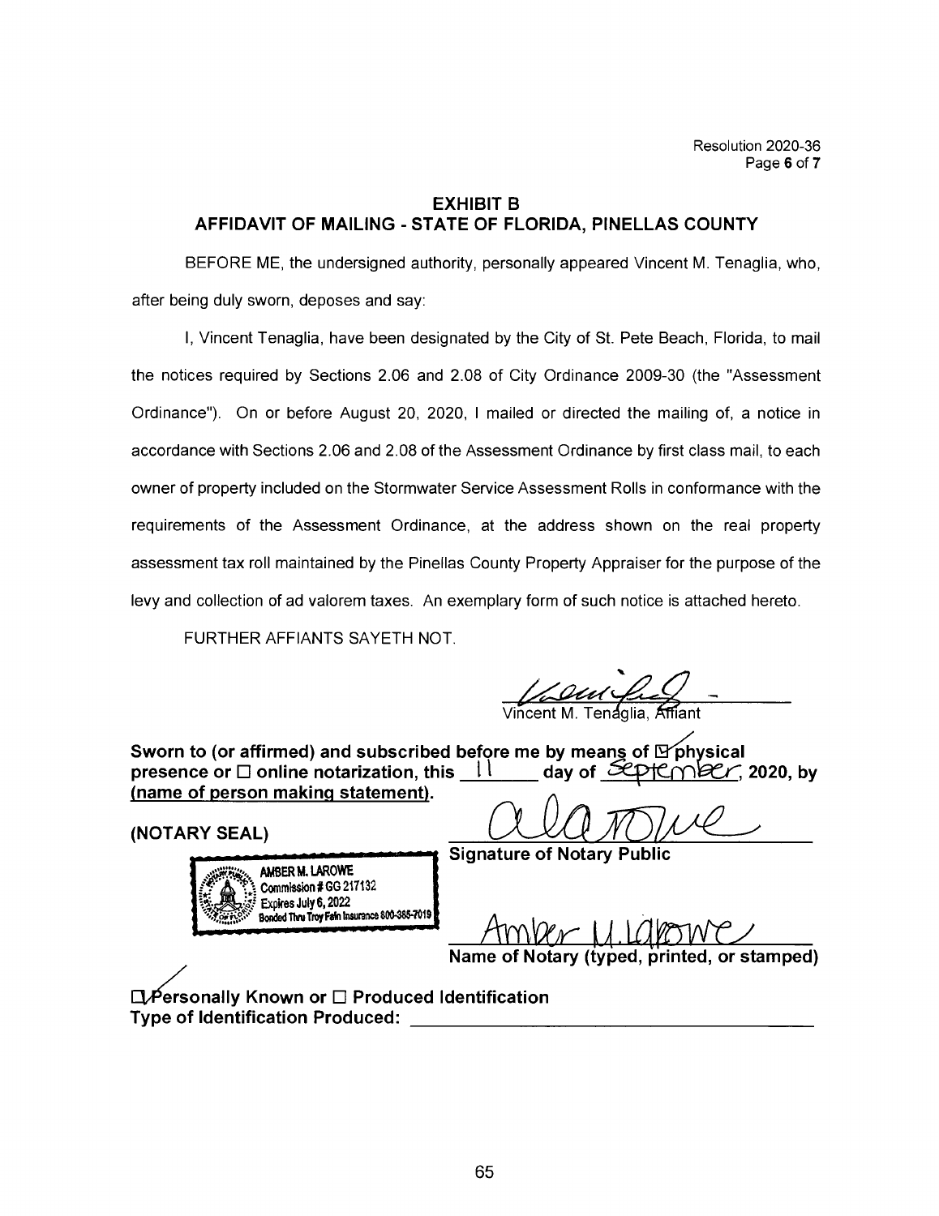Resolution 2020-36
Page 6 of 7

## EXHIBIT B
## AFFIDAVIT OF MAILING - STATE OF FLORIDA, PINELLAS COUNTY

BEFORE ME, the undersigned authority, personally appeared Vincent M. Tenaglia, who, after being duly sworn, deposes and say:

I, Vincent Tenaglia, have been designated by the City of St. Pete Beach, Florida, to mail the notices required by Sections 2.06 and 2.08 of City Ordinance 2009-30 (the "Assessment Ordinance"). On or before August 20, 2020, I mailed or directed the mailing of, a notice in accordance with Sections 2.06 and 2.08 of the Assessment Ordinance by first class mail, to each owner of property included on the Stormwater Service Assessment Rolls in conformance with the requirements of the Assessment Ordinance, at the address shown on the real property assessment tax roll maintained by the Pinellas County Property Appraiser for the purpose of the levy and collection of ad valorem taxes. An exemplary form of such notice is attached hereto.

FURTHER AFFIANTS SAYETH NOT.

Vincent M. Tenaglia, Affiant

**Sworn to (or affirmed) and subscribed before me by means of ☑ physical presence or ☐ online notarization, this 11 day of September, 2020, by (name of person making statement).**

**(NOTARY SEAL)**

AMBER M. LAROWE
Commission # GG 217132
Expires July 6, 2022
Bonded Thru Troy Fain Insurance 800-385-7019

**Signature of Notary Public**

Amber M. Larowe

**Name of Notary (typed, printed, or stamped)**

**☑ Personally Known or ☐ Produced Identification**
**Type of Identification Produced: ______________________**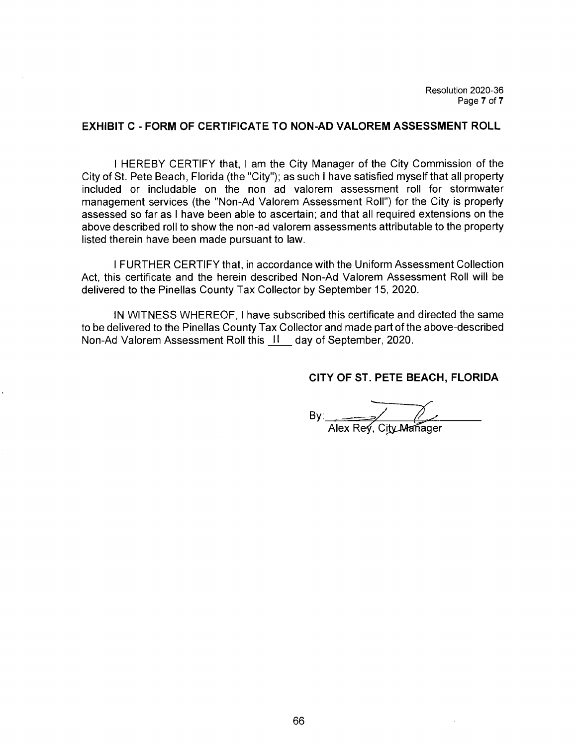## EXHIBIT C - FORM OF CERTIFICATE TO NON-AD VALOREM ASSESSMENT ROLL

I HEREBY CERTIFY that, I am the City Manager of the City Commission of the City of St. Pete Beach, Florida (the "City"); as such I have satisfied myself that all property included or includable on the non ad valorem assessment roll for stormwater management services (the "Non-Ad Valorem Assessment Roll") for the City is properly assessed so far as I have been able to ascertain; and that all required extensions on the above described roll to show the non-ad valorem assessments attributable to the property listed therein have been made pursuant to law.

I FURTHER CERTIFY that, in accordance with the Uniform Assessment Collection Act, this certificate and the herein described Non-Ad Valorem Assessment Roll will be delivered to the Pinellas County Tax Collector by September 15, 2020.

IN WITNESS WHEREOF, I have subscribed this certificate and directed the same to be delivered to the Pinellas County Tax Collector and made part of the above-described Non-Ad Valorem Assessment Roll this 11 day of September, 2020.

**CITY OF ST. PETE BEACH, FLORIDA**

By: \_\_\_\_\_\_\_\_\_\_\_\_\_\_\_\_\_\_\_\_\_\_\_\_
Alex Rey, City Manager